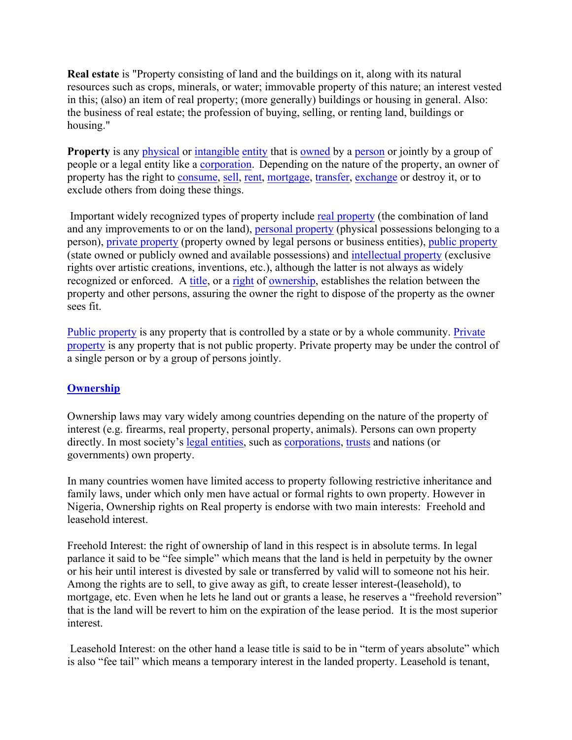**Real estate** is "Property consisting of land and the buildings on it, along with its natural resources such as crops, minerals, or water; immovable property of this nature; an interest vested in this; (also) an item of real property; (more generally) buildings or housing in general. Also: the business of real estate; the profession of buying, selling, or renting land, buildings or housing."

**Property** is any physical or intangible entity that is owned by a person or jointly by a group of people or a legal entity like a corporation. Depending on the nature of the property, an owner of property has the right to consume, sell, rent, mortgage, transfer, exchange or destroy it, or to exclude others from doing these things.

Important widely recognized types of property include real property (the combination of land and any improvements to or on the land), personal property (physical possessions belonging to a person), private property (property owned by legal persons or business entities), public property (state owned or publicly owned and available possessions) and intellectual property (exclusive rights over artistic creations, inventions, etc.), although the latter is not always as widely recognized or enforced. A title, or a right of ownership, establishes the relation between the property and other persons, assuring the owner the right to dispose of the property as the owner sees fit.

Public property is any property that is controlled by a state or by a whole community. Private property is any property that is not public property. Private property may be under the control of a single person or by a group of persons jointly.

## Ownership

Ownership laws may vary widely among countries depending on the nature of the property of interest (e.g. firearms, real property, personal property, animals). Persons can own property directly. In most society's legal entities, such as corporations, trusts and nations (or governments) own property.

In many countries women have limited access to property following restrictive inheritance and family laws, under which only men have actual or formal rights to own property. However in Nigeria, Ownership rights on Real property is endorse with two main interests: Freehold and leasehold interest.

Freehold Interest: the right of ownership of land in this respect is in absolute terms. In legal parlance it said to be "fee simple" which means that the land is held in perpetuity by the owner or his heir until interest is divested by sale or transferred by valid will to someone not his heir. Among the rights are to sell, to give away as gift, to create lesser interest-(leasehold), to mortgage, etc. Even when he lets he land out or grants a lease, he reserves a "freehold reversion" that is the land will be revert to him on the expiration of the lease period. It is the most superior interest.

Leasehold Interest: on the other hand a lease title is said to be in "term of years absolute" which is also "fee tail" which means a temporary interest in the landed property. Leasehold is tenant,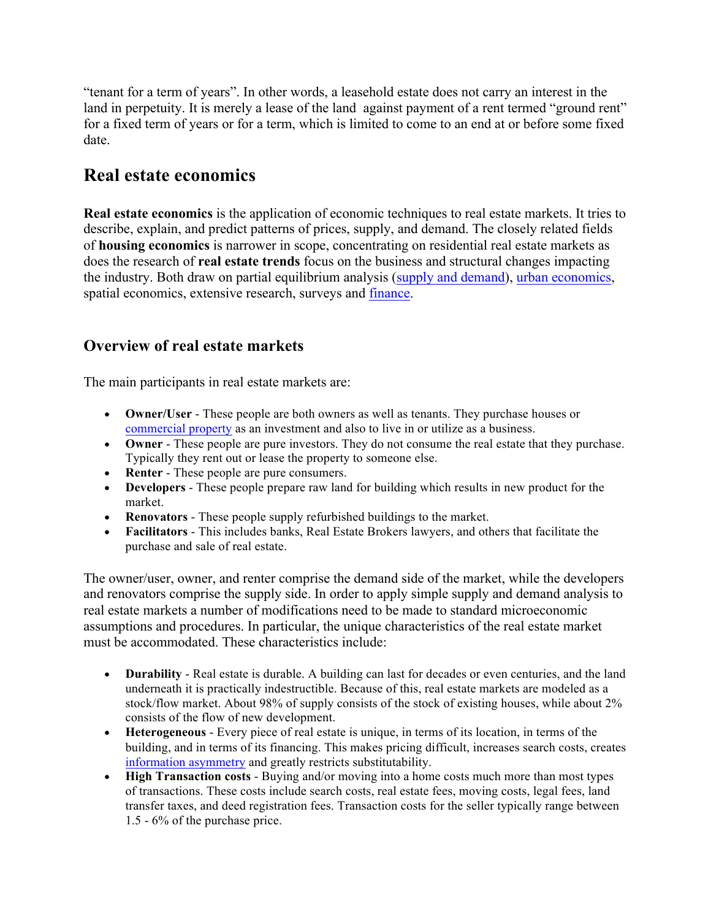"tenant for a term of years". In other words, a leasehold estate does not carry an interest in the land in perpetuity. It is merely a lease of the land against payment of a rent termed "ground rent" for a fixed term of years or for a term, which is limited to come to an end at or before some fixed date.

## Real estate economics

**Real estate economics** is the application of economic techniques to real estate markets. It tries to describe, explain, and predict patterns of prices, supply, and demand. The closely related fields of **housing economics** is narrower in scope, concentrating on residential real estate markets as does the research of **real estate trends** focus on the business and structural changes impacting the industry. Both draw on partial equilibrium analysis (supply and demand), urban economics, spatial economics, extensive research, surveys and finance.

### Overview of real estate markets

The main participants in real estate markets are:

- **Owner/User** - These people are both owners as well as tenants. They purchase houses or commercial property as an investment and also to live in or utilize as a business.
- **Owner** - These people are pure investors. They do not consume the real estate that they purchase. Typically they rent out or lease the property to someone else.
- **Renter** - These people are pure consumers.
- **Developers** - These people prepare raw land for building which results in new product for the market.
- **Renovators** - These people supply refurbished buildings to the market.
- **Facilitators** - This includes banks, Real Estate Brokers lawyers, and others that facilitate the purchase and sale of real estate.

The owner/user, owner, and renter comprise the demand side of the market, while the developers and renovators comprise the supply side. In order to apply simple supply and demand analysis to real estate markets a number of modifications need to be made to standard microeconomic assumptions and procedures. In particular, the unique characteristics of the real estate market must be accommodated. These characteristics include:

- **Durability** - Real estate is durable. A building can last for decades or even centuries, and the land underneath it is practically indestructible. Because of this, real estate markets are modeled as a stock/flow market. About 98% of supply consists of the stock of existing houses, while about 2% consists of the flow of new development.
- **Heterogeneous** - Every piece of real estate is unique, in terms of its location, in terms of the building, and in terms of its financing. This makes pricing difficult, increases search costs, creates information asymmetry and greatly restricts substitutability.
- **High Transaction costs** - Buying and/or moving into a home costs much more than most types of transactions. These costs include search costs, real estate fees, moving costs, legal fees, land transfer taxes, and deed registration fees. Transaction costs for the seller typically range between 1.5 - 6% of the purchase price.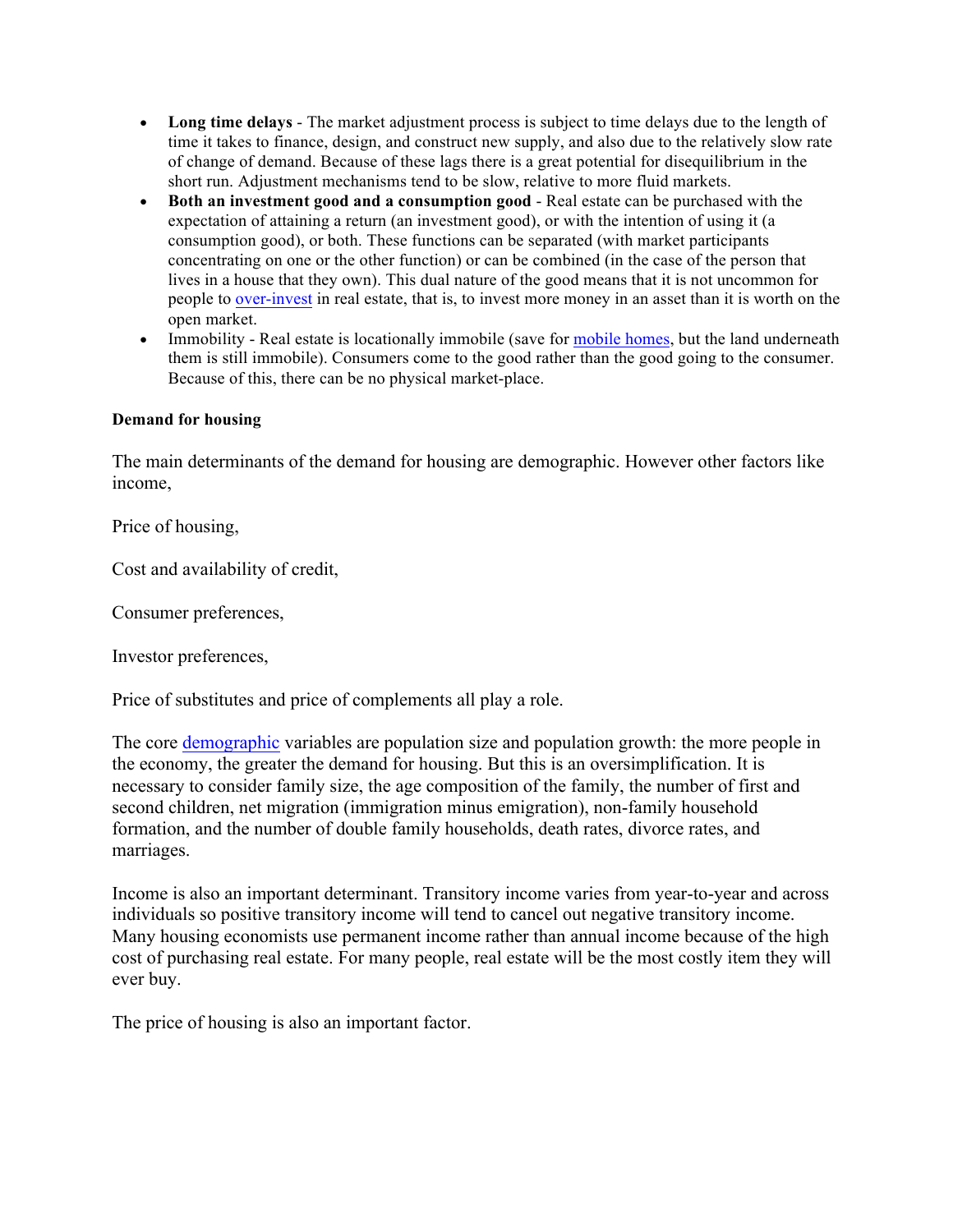- **Long time delays** - The market adjustment process is subject to time delays due to the length of time it takes to finance, design, and construct new supply, and also due to the relatively slow rate of change of demand. Because of these lags there is a great potential for disequilibrium in the short run. Adjustment mechanisms tend to be slow, relative to more fluid markets.
- **Both an investment good and a consumption good** - Real estate can be purchased with the expectation of attaining a return (an investment good), or with the intention of using it (a consumption good), or both. These functions can be separated (with market participants concentrating on one or the other function) or can be combined (in the case of the person that lives in a house that they own). This dual nature of the good means that it is not uncommon for people to over-invest in real estate, that is, to invest more money in an asset than it is worth on the open market.
- Immobility - Real estate is locationally immobile (save for mobile homes, but the land underneath them is still immobile). Consumers come to the good rather than the good going to the consumer. Because of this, there can be no physical market-place.

**Demand for housing**

The main determinants of the demand for housing are demographic. However other factors like income,

Price of housing,

Cost and availability of credit,

Consumer preferences,

Investor preferences,

Price of substitutes and price of complements all play a role.

The core demographic variables are population size and population growth: the more people in the economy, the greater the demand for housing. But this is an oversimplification. It is necessary to consider family size, the age composition of the family, the number of first and second children, net migration (immigration minus emigration), non-family household formation, and the number of double family households, death rates, divorce rates, and marriages.

Income is also an important determinant. Transitory income varies from year-to-year and across individuals so positive transitory income will tend to cancel out negative transitory income. Many housing economists use permanent income rather than annual income because of the high cost of purchasing real estate. For many people, real estate will be the most costly item they will ever buy.

The price of housing is also an important factor.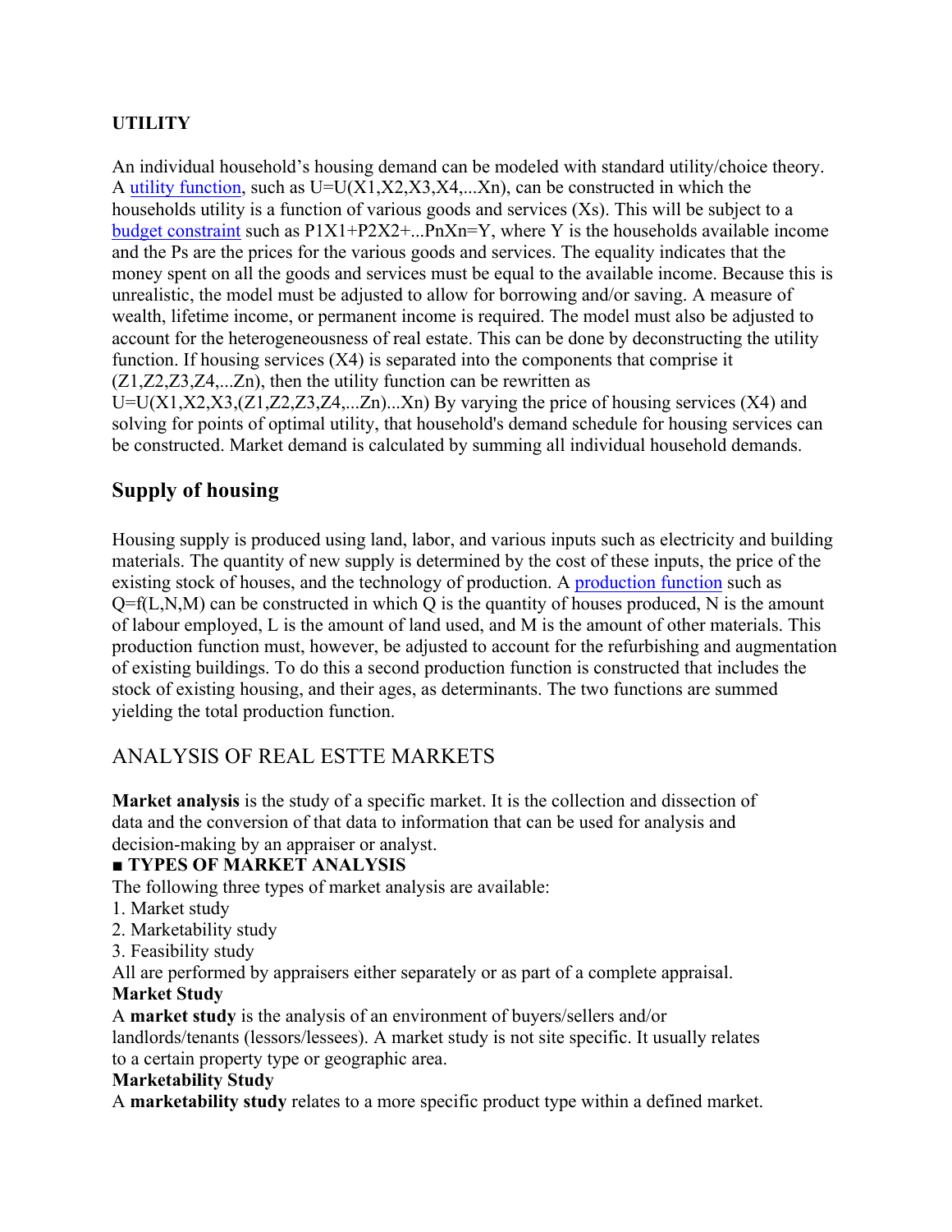**UTILITY**

An individual household's housing demand can be modeled with standard utility/choice theory. A utility function, such as $U=U(X1,X2,X3,X4,...Xn)$, can be constructed in which the households utility is a function of various goods and services (Xs). This will be subject to a budget constraint such as $P1X1+P2X2+...PnXn=Y$, where Y is the households available income and the Ps are the prices for the various goods and services. The equality indicates that the money spent on all the goods and services must be equal to the available income. Because this is unrealistic, the model must be adjusted to allow for borrowing and/or saving. A measure of wealth, lifetime income, or permanent income is required. The model must also be adjusted to account for the heterogeneousness of real estate. This can be done by deconstructing the utility function. If housing services (X4) is separated into the components that comprise it (Z1,Z2,Z3,Z4,...Zn), then the utility function can be rewritten as $U=U(X1,X2,X3,(Z1,Z2,Z3,Z4,...Zn)...Xn)$ By varying the price of housing services (X4) and solving for points of optimal utility, that household's demand schedule for housing services can be constructed. Market demand is calculated by summing all individual household demands.

## Supply of housing

Housing supply is produced using land, labor, and various inputs such as electricity and building materials. The quantity of new supply is determined by the cost of these inputs, the price of the existing stock of houses, and the technology of production. A production function such as $Q=f(L,N,M)$ can be constructed in which Q is the quantity of houses produced, N is the amount of labour employed, L is the amount of land used, and M is the amount of other materials. This production function must, however, be adjusted to account for the refurbishing and augmentation of existing buildings. To do this a second production function is constructed that includes the stock of existing housing, and their ages, as determinants. The two functions are summed yielding the total production function.

## ANALYSIS OF REAL ESTTE MARKETS

**Market analysis** is the study of a specific market. It is the collection and dissection of data and the conversion of that data to information that can be used for analysis and decision-making by an appraiser or analyst.

**■ TYPES OF MARKET ANALYSIS**

The following three types of market analysis are available:

1. Market study
2. Marketability study
3. Feasibility study

All are performed by appraisers either separately or as part of a complete appraisal.

**Market Study**

A **market study** is the analysis of an environment of buyers/sellers and/or landlords/tenants (lessors/lessees). A market study is not site specific. It usually relates to a certain property type or geographic area.

**Marketability Study**

A **marketability study** relates to a more specific product type within a defined market.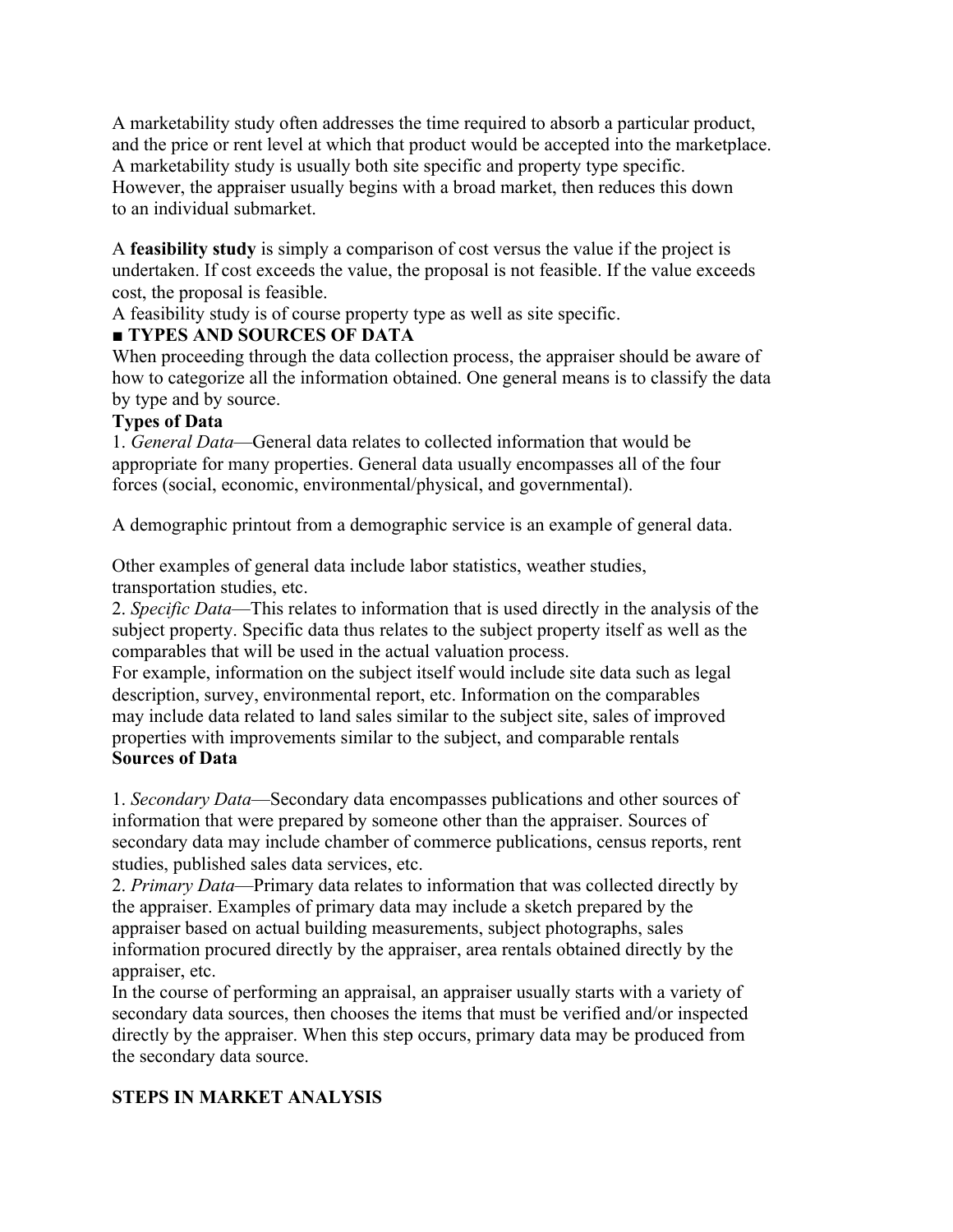A marketability study often addresses the time required to absorb a particular product, and the price or rent level at which that product would be accepted into the marketplace. A marketability study is usually both site specific and property type specific. However, the appraiser usually begins with a broad market, then reduces this down to an individual submarket.

A **feasibility study** is simply a comparison of cost versus the value if the project is undertaken. If cost exceeds the value, the proposal is not feasible. If the value exceeds cost, the proposal is feasible.

A feasibility study is of course property type as well as site specific.

## ■ TYPES AND SOURCES OF DATA

When proceeding through the data collection process, the appraiser should be aware of how to categorize all the information obtained. One general means is to classify the data by type and by source.

### Types of Data

1. *General Data*—General data relates to collected information that would be appropriate for many properties. General data usually encompasses all of the four forces (social, economic, environmental/physical, and governmental).

A demographic printout from a demographic service is an example of general data.

Other examples of general data include labor statistics, weather studies, transportation studies, etc.

2. *Specific Data*—This relates to information that is used directly in the analysis of the subject property. Specific data thus relates to the subject property itself as well as the comparables that will be used in the actual valuation process.

For example, information on the subject itself would include site data such as legal description, survey, environmental report, etc. Information on the comparables may include data related to land sales similar to the subject site, sales of improved properties with improvements similar to the subject, and comparable rentals

### Sources of Data

1. *Secondary Data*—Secondary data encompasses publications and other sources of information that were prepared by someone other than the appraiser. Sources of secondary data may include chamber of commerce publications, census reports, rent studies, published sales data services, etc.

2. *Primary Data*—Primary data relates to information that was collected directly by the appraiser. Examples of primary data may include a sketch prepared by the appraiser based on actual building measurements, subject photographs, sales information procured directly by the appraiser, area rentals obtained directly by the appraiser, etc.

In the course of performing an appraisal, an appraiser usually starts with a variety of secondary data sources, then chooses the items that must be verified and/or inspected directly by the appraiser. When this step occurs, primary data may be produced from the secondary data source.

## STEPS IN MARKET ANALYSIS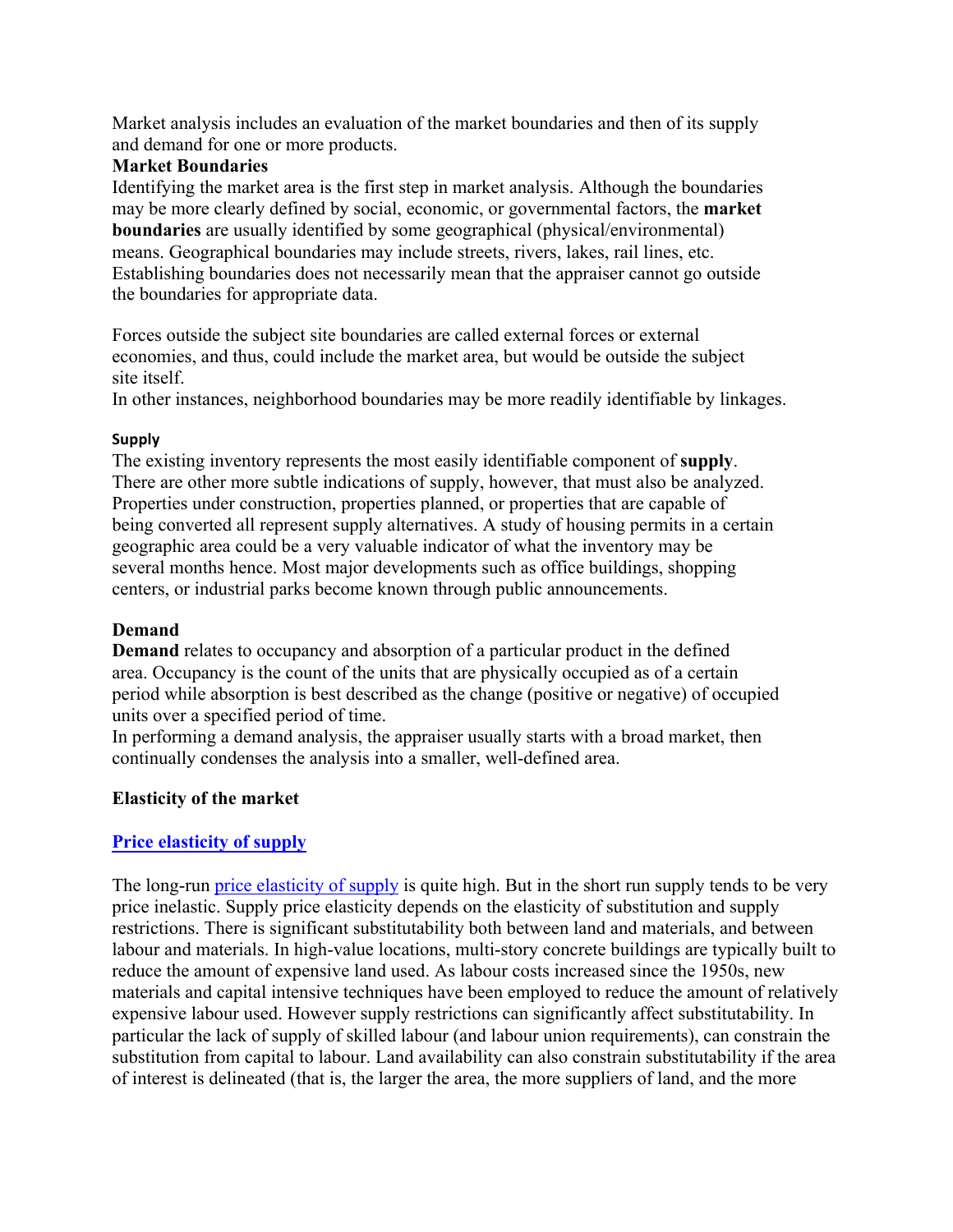Market analysis includes an evaluation of the market boundaries and then of its supply and demand for one or more products.

### Market Boundaries

Identifying the market area is the first step in market analysis. Although the boundaries may be more clearly defined by social, economic, or governmental factors, the **market boundaries** are usually identified by some geographical (physical/environmental) means. Geographical boundaries may include streets, rivers, lakes, rail lines, etc. Establishing boundaries does not necessarily mean that the appraiser cannot go outside the boundaries for appropriate data.

Forces outside the subject site boundaries are called external forces or external economies, and thus, could include the market area, but would be outside the subject site itself.

In other instances, neighborhood boundaries may be more readily identifiable by linkages.

### Supply

The existing inventory represents the most easily identifiable component of **supply**. There are other more subtle indications of supply, however, that must also be analyzed. Properties under construction, properties planned, or properties that are capable of being converted all represent supply alternatives. A study of housing permits in a certain geographic area could be a very valuable indicator of what the inventory may be several months hence. Most major developments such as office buildings, shopping centers, or industrial parks become known through public announcements.

### Demand

**Demand** relates to occupancy and absorption of a particular product in the defined area. Occupancy is the count of the units that are physically occupied as of a certain period while absorption is best described as the change (positive or negative) of occupied units over a specified period of time.

In performing a demand analysis, the appraiser usually starts with a broad market, then continually condenses the analysis into a smaller, well-defined area.

### Elasticity of the market

### [Price elasticity of supply]()

The long-run [price elasticity of supply]() is quite high. But in the short run supply tends to be very price inelastic. Supply price elasticity depends on the elasticity of substitution and supply restrictions. There is significant substitutability both between land and materials, and between labour and materials. In high-value locations, multi-story concrete buildings are typically built to reduce the amount of expensive land used. As labour costs increased since the 1950s, new materials and capital intensive techniques have been employed to reduce the amount of relatively expensive labour used. However supply restrictions can significantly affect substitutability. In particular the lack of supply of skilled labour (and labour union requirements), can constrain the substitution from capital to labour. Land availability can also constrain substitutability if the area of interest is delineated (that is, the larger the area, the more suppliers of land, and the more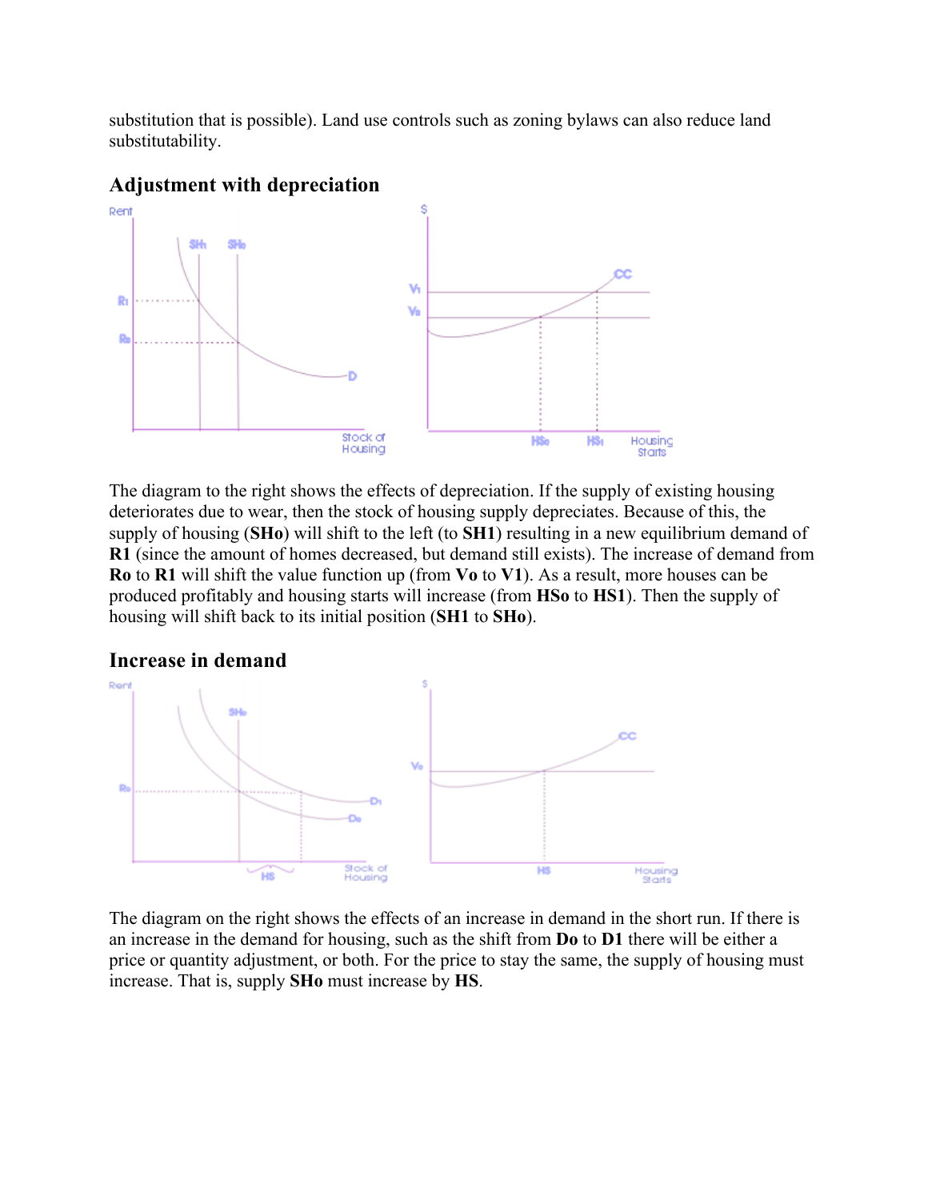substitution that is possible). Land use controls such as zoning bylaws can also reduce land substitutability.

## Adjustment with depreciation

The diagram to the right shows the effects of depreciation. If the supply of existing housing deteriorates due to wear, then the stock of housing supply depreciates. Because of this, the supply of housing (**SHo**) will shift to the left (to **SH1**) resulting in a new equilibrium demand of **R1** (since the amount of homes decreased, but demand still exists). The increase of demand from **Ro** to **R1** will shift the value function up (from **Vo** to **V1**). As a result, more houses can be produced profitably and housing starts will increase (from **HSo** to **HS1**). Then the supply of housing will shift back to its initial position (**SH1** to **SHo**).

## Increase in demand

The diagram on the right shows the effects of an increase in demand in the short run. If there is an increase in the demand for housing, such as the shift from **Do** to **D1** there will be either a price or quantity adjustment, or both. For the price to stay the same, the supply of housing must increase. That is, supply **SHo** must increase by **HS**.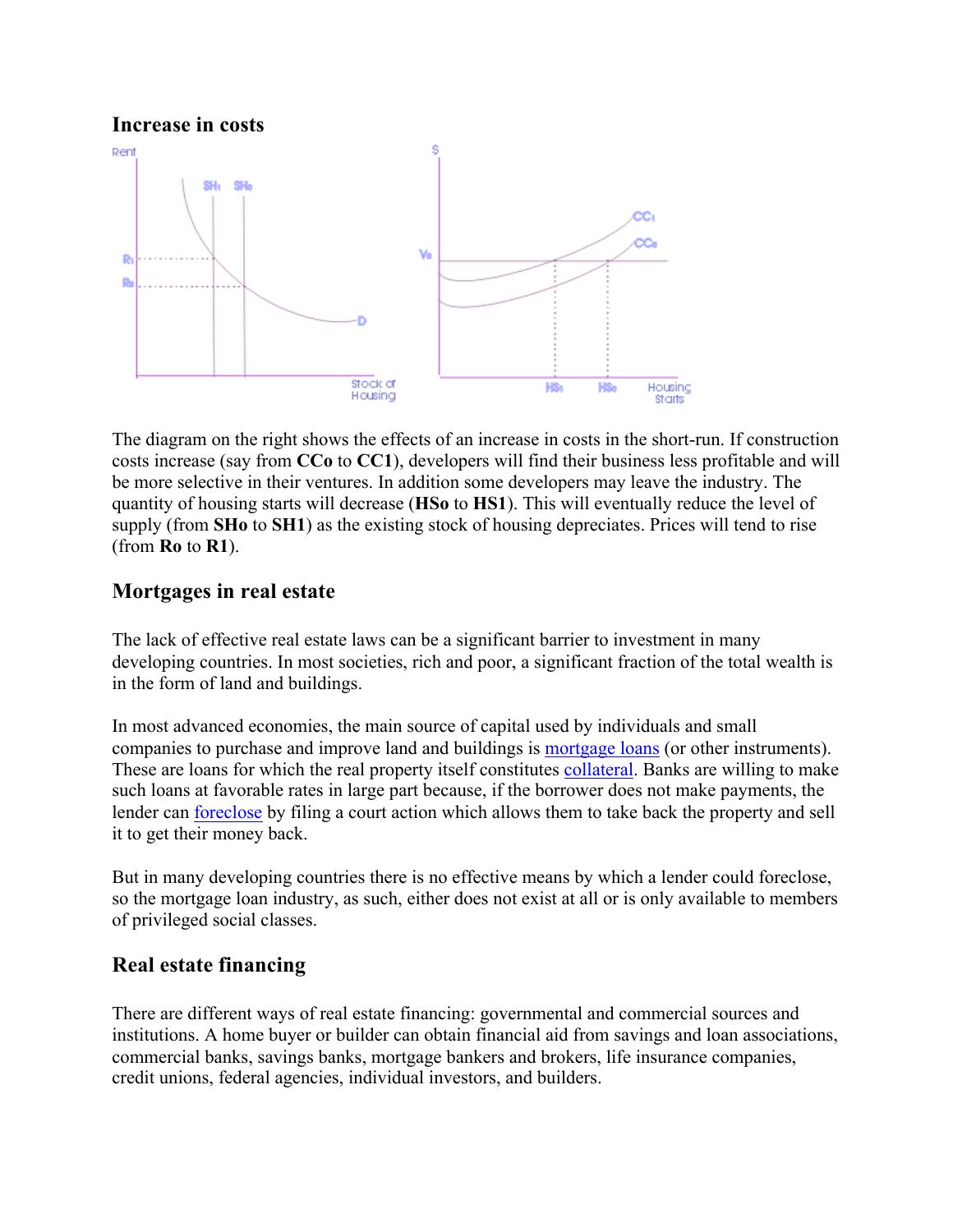## Increase in costs

The diagram on the right shows the effects of an increase in costs in the short-run. If construction costs increase (say from **CCo** to **CC1**), developers will find their business less profitable and will be more selective in their ventures. In addition some developers may leave the industry. The quantity of housing starts will decrease (**HSo** to **HS1**). This will eventually reduce the level of supply (from **SHo** to **SH1**) as the existing stock of housing depreciates. Prices will tend to rise (from **Ro** to **R1**).

## Mortgages in real estate

The lack of effective real estate laws can be a significant barrier to investment in many developing countries. In most societies, rich and poor, a significant fraction of the total wealth is in the form of land and buildings.

In most advanced economies, the main source of capital used by individuals and small companies to purchase and improve land and buildings is mortgage loans (or other instruments). These are loans for which the real property itself constitutes collateral. Banks are willing to make such loans at favorable rates in large part because, if the borrower does not make payments, the lender can foreclose by filing a court action which allows them to take back the property and sell it to get their money back.

But in many developing countries there is no effective means by which a lender could foreclose, so the mortgage loan industry, as such, either does not exist at all or is only available to members of privileged social classes.

## Real estate financing

There are different ways of real estate financing: governmental and commercial sources and institutions. A home buyer or builder can obtain financial aid from savings and loan associations, commercial banks, savings banks, mortgage bankers and brokers, life insurance companies, credit unions, federal agencies, individual investors, and builders.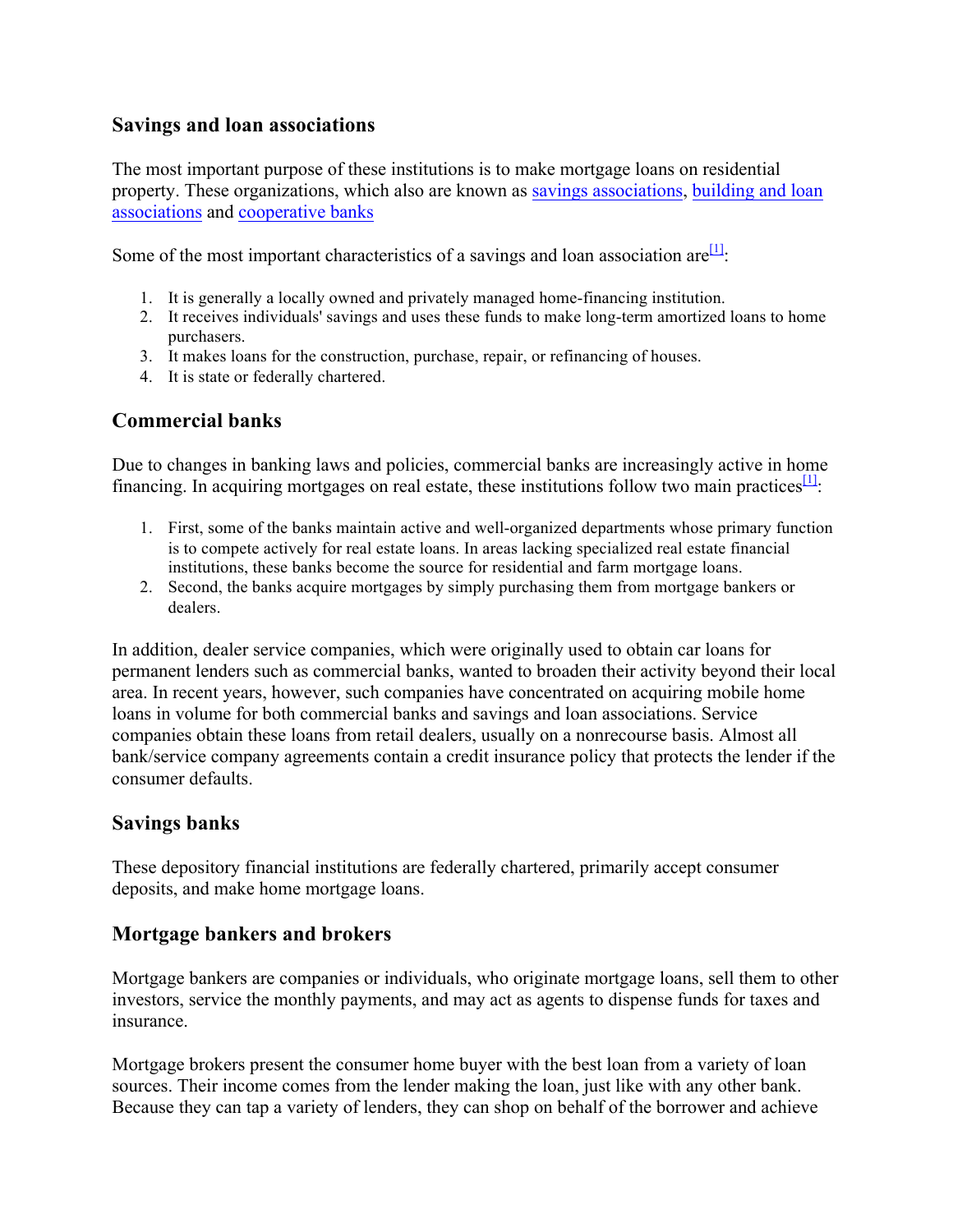## Savings and loan associations

The most important purpose of these institutions is to make mortgage loans on residential property. These organizations, which also are known as savings associations, building and loan associations and cooperative banks

Some of the most important characteristics of a savings and loan association are[1]:

1. It is generally a locally owned and privately managed home-financing institution.
2. It receives individuals' savings and uses these funds to make long-term amortized loans to home purchasers.
3. It makes loans for the construction, purchase, repair, or refinancing of houses.
4. It is state or federally chartered.

## Commercial banks

Due to changes in banking laws and policies, commercial banks are increasingly active in home financing. In acquiring mortgages on real estate, these institutions follow two main practices[1]:

1. First, some of the banks maintain active and well-organized departments whose primary function is to compete actively for real estate loans. In areas lacking specialized real estate financial institutions, these banks become the source for residential and farm mortgage loans.
2. Second, the banks acquire mortgages by simply purchasing them from mortgage bankers or dealers.

In addition, dealer service companies, which were originally used to obtain car loans for permanent lenders such as commercial banks, wanted to broaden their activity beyond their local area. In recent years, however, such companies have concentrated on acquiring mobile home loans in volume for both commercial banks and savings and loan associations. Service companies obtain these loans from retail dealers, usually on a nonrecourse basis. Almost all bank/service company agreements contain a credit insurance policy that protects the lender if the consumer defaults.

## Savings banks

These depository financial institutions are federally chartered, primarily accept consumer deposits, and make home mortgage loans.

## Mortgage bankers and brokers

Mortgage bankers are companies or individuals, who originate mortgage loans, sell them to other investors, service the monthly payments, and may act as agents to dispense funds for taxes and insurance.

Mortgage brokers present the consumer home buyer with the best loan from a variety of loan sources. Their income comes from the lender making the loan, just like with any other bank. Because they can tap a variety of lenders, they can shop on behalf of the borrower and achieve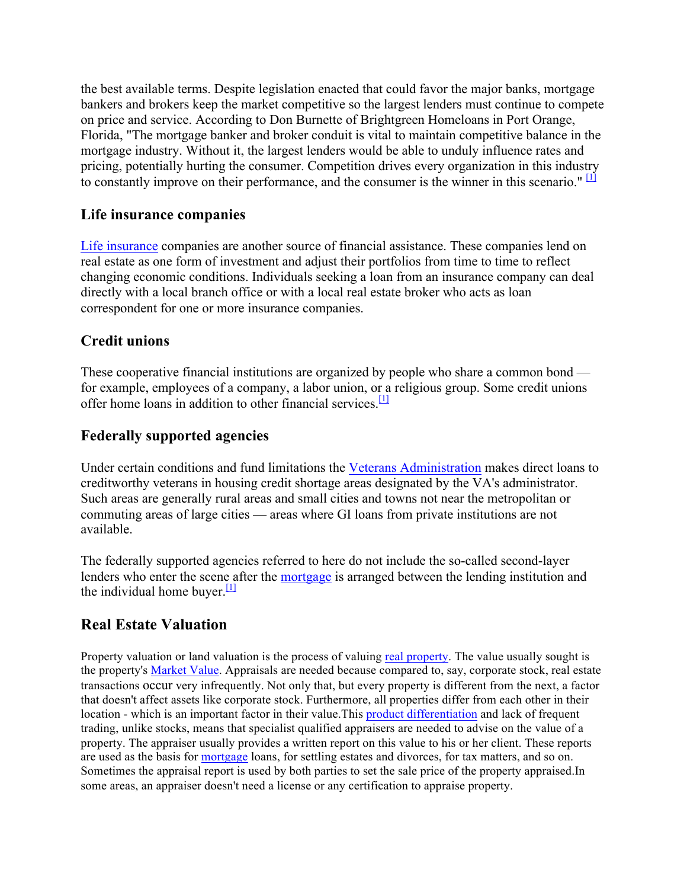the best available terms. Despite legislation enacted that could favor the major banks, mortgage bankers and brokers keep the market competitive so the largest lenders must continue to compete on price and service. According to Don Burnette of Brightgreen Homeloans in Port Orange, Florida, "The mortgage banker and broker conduit is vital to maintain competitive balance in the mortgage industry. Without it, the largest lenders would be able to unduly influence rates and pricing, potentially hurting the consumer. Competition drives every organization in this industry to constantly improve on their performance, and the consumer is the winner in this scenario." [1]

### Life insurance companies

Life insurance companies are another source of financial assistance. These companies lend on real estate as one form of investment and adjust their portfolios from time to time to reflect changing economic conditions. Individuals seeking a loan from an insurance company can deal directly with a local branch office or with a local real estate broker who acts as loan correspondent for one or more insurance companies.

### Credit unions

These cooperative financial institutions are organized by people who share a common bond — for example, employees of a company, a labor union, or a religious group. Some credit unions offer home loans in addition to other financial services.[1]

### Federally supported agencies

Under certain conditions and fund limitations the Veterans Administration makes direct loans to creditworthy veterans in housing credit shortage areas designated by the VA's administrator. Such areas are generally rural areas and small cities and towns not near the metropolitan or commuting areas of large cities — areas where GI loans from private institutions are not available.

The federally supported agencies referred to here do not include the so-called second-layer lenders who enter the scene after the mortgage is arranged between the lending institution and the individual home buyer.[1]

## Real Estate Valuation

Property valuation or land valuation is the process of valuing real property. The value usually sought is the property's Market Value. Appraisals are needed because compared to, say, corporate stock, real estate transactions occur very infrequently. Not only that, but every property is different from the next, a factor that doesn't affect assets like corporate stock. Furthermore, all properties differ from each other in their location - which is an important factor in their value.This product differentiation and lack of frequent trading, unlike stocks, means that specialist qualified appraisers are needed to advise on the value of a property. The appraiser usually provides a written report on this value to his or her client. These reports are used as the basis for mortgage loans, for settling estates and divorces, for tax matters, and so on. Sometimes the appraisal report is used by both parties to set the sale price of the property appraised.In some areas, an appraiser doesn't need a license or any certification to appraise property.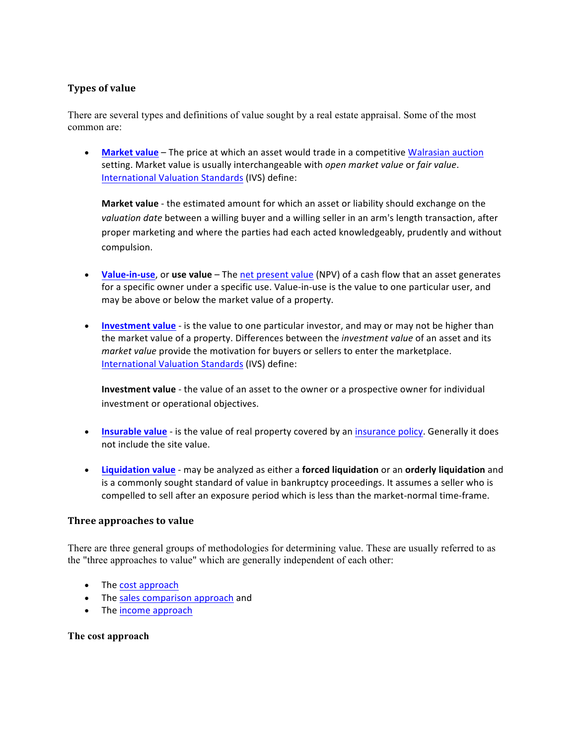## Types of value

There are several types and definitions of value sought by a real estate appraisal. Some of the most common are:

- **Market value** – The price at which an asset would trade in a competitive Walrasian auction setting. Market value is usually interchangeable with *open market value* or *fair value*. International Valuation Standards (IVS) define:

  **Market value** - the estimated amount for which an asset or liability should exchange on the *valuation date* between a willing buyer and a willing seller in an arm's length transaction, after proper marketing and where the parties had each acted knowledgeably, prudently and without compulsion.

- **Value-in-use**, or **use value** – The net present value (NPV) of a cash flow that an asset generates for a specific owner under a specific use. Value-in-use is the value to one particular user, and may be above or below the market value of a property.

- **Investment value** - is the value to one particular investor, and may or may not be higher than the market value of a property. Differences between the *investment value* of an asset and its *market value* provide the motivation for buyers or sellers to enter the marketplace. International Valuation Standards (IVS) define:

  **Investment value** - the value of an asset to the owner or a prospective owner for individual investment or operational objectives.

- **Insurable value** - is the value of real property covered by an insurance policy. Generally it does not include the site value.

- **Liquidation value** - may be analyzed as either a **forced liquidation** or an **orderly liquidation** and is a commonly sought standard of value in bankruptcy proceedings. It assumes a seller who is compelled to sell after an exposure period which is less than the market-normal time-frame.

## Three approaches to value

There are three general groups of methodologies for determining value. These are usually referred to as the "three approaches to value" which are generally independent of each other:

- The cost approach
- The sales comparison approach and
- The income approach

### The cost approach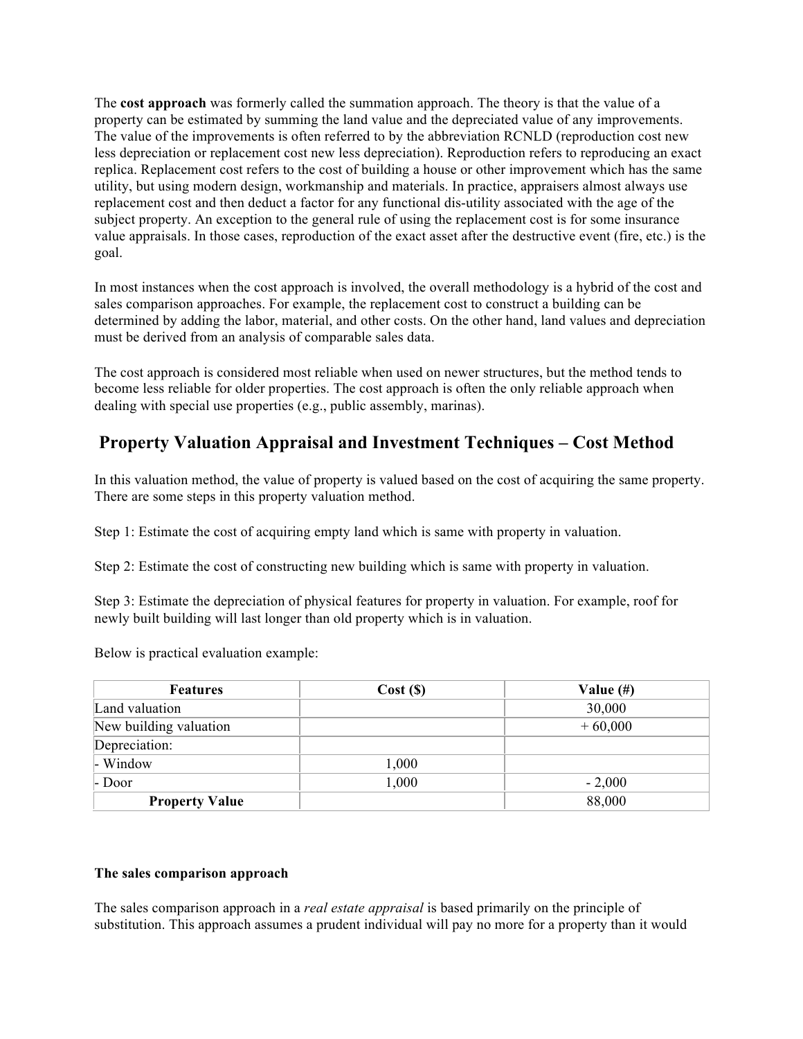The **cost approach** was formerly called the summation approach. The theory is that the value of a property can be estimated by summing the land value and the depreciated value of any improvements. The value of the improvements is often referred to by the abbreviation RCNLD (reproduction cost new less depreciation or replacement cost new less depreciation). Reproduction refers to reproducing an exact replica. Replacement cost refers to the cost of building a house or other improvement which has the same utility, but using modern design, workmanship and materials. In practice, appraisers almost always use replacement cost and then deduct a factor for any functional dis-utility associated with the age of the subject property. An exception to the general rule of using the replacement cost is for some insurance value appraisals. In those cases, reproduction of the exact asset after the destructive event (fire, etc.) is the goal.

In most instances when the cost approach is involved, the overall methodology is a hybrid of the cost and sales comparison approaches. For example, the replacement cost to construct a building can be determined by adding the labor, material, and other costs. On the other hand, land values and depreciation must be derived from an analysis of comparable sales data.

The cost approach is considered most reliable when used on newer structures, but the method tends to become less reliable for older properties. The cost approach is often the only reliable approach when dealing with special use properties (e.g., public assembly, marinas).

## Property Valuation Appraisal and Investment Techniques – Cost Method

In this valuation method, the value of property is valued based on the cost of acquiring the same property. There are some steps in this property valuation method.

Step 1: Estimate the cost of acquiring empty land which is same with property in valuation.

Step 2: Estimate the cost of constructing new building which is same with property in valuation.

Step 3: Estimate the depreciation of physical features for property in valuation. For example, roof for newly built building will last longer than old property which is in valuation.

Below is practical evaluation example:

| Features | Cost ($) | Value (#) |
|---|---|---|
| Land valuation | | 30,000 |
| New building valuation | | + 60,000 |
| Depreciation: | | |
| - Window | 1,000 | |
| - Door | 1,000 | - 2,000 |
| **Property Value** | | 88,000 |

**The sales comparison approach**

The sales comparison approach in a *real estate appraisal* is based primarily on the principle of substitution. This approach assumes a prudent individual will pay no more for a property than it would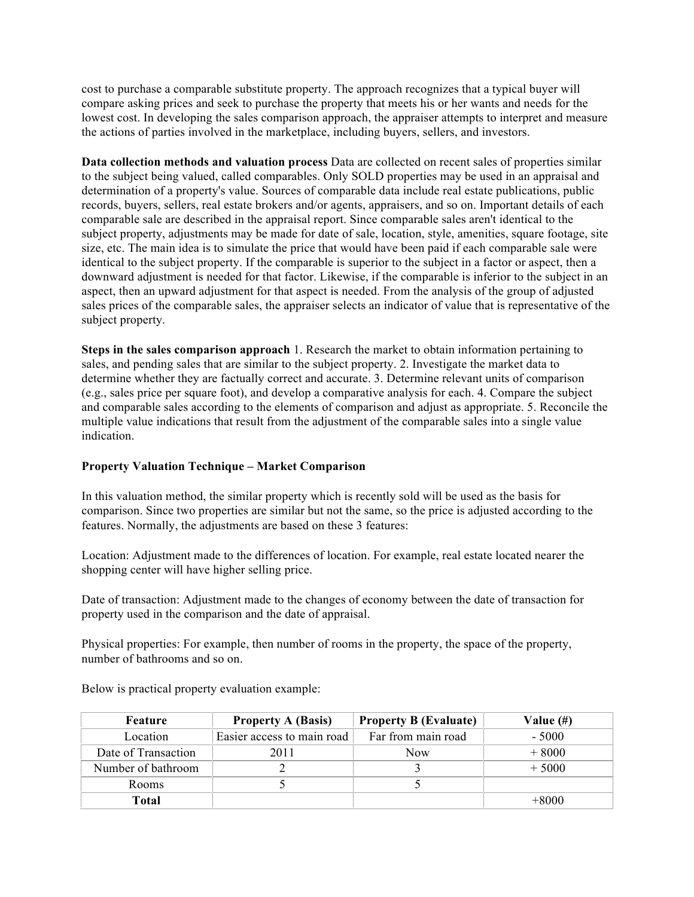cost to purchase a comparable substitute property. The approach recognizes that a typical buyer will compare asking prices and seek to purchase the property that meets his or her wants and needs for the lowest cost. In developing the sales comparison approach, the appraiser attempts to interpret and measure the actions of parties involved in the marketplace, including buyers, sellers, and investors.

**Data collection methods and valuation process** Data are collected on recent sales of properties similar to the subject being valued, called comparables. Only SOLD properties may be used in an appraisal and determination of a property's value. Sources of comparable data include real estate publications, public records, buyers, sellers, real estate brokers and/or agents, appraisers, and so on. Important details of each comparable sale are described in the appraisal report. Since comparable sales aren't identical to the subject property, adjustments may be made for date of sale, location, style, amenities, square footage, site size, etc. The main idea is to simulate the price that would have been paid if each comparable sale were identical to the subject property. If the comparable is superior to the subject in a factor or aspect, then a downward adjustment is needed for that factor. Likewise, if the comparable is inferior to the subject in an aspect, then an upward adjustment for that aspect is needed. From the analysis of the group of adjusted sales prices of the comparable sales, the appraiser selects an indicator of value that is representative of the subject property.

**Steps in the sales comparison approach** 1. Research the market to obtain information pertaining to sales, and pending sales that are similar to the subject property. 2. Investigate the market data to determine whether they are factually correct and accurate. 3. Determine relevant units of comparison (e.g., sales price per square foot), and develop a comparative analysis for each. 4. Compare the subject and comparable sales according to the elements of comparison and adjust as appropriate. 5. Reconcile the multiple value indications that result from the adjustment of the comparable sales into a single value indication.

**Property Valuation Technique – Market Comparison**

In this valuation method, the similar property which is recently sold will be used as the basis for comparison. Since two properties are similar but not the same, so the price is adjusted according to the features. Normally, the adjustments are based on these 3 features:

Location: Adjustment made to the differences of location. For example, real estate located nearer the shopping center will have higher selling price.

Date of transaction: Adjustment made to the changes of economy between the date of transaction for property used in the comparison and the date of appraisal.

Physical properties: For example, then number of rooms in the property, the space of the property, number of bathrooms and so on.

Below is practical property evaluation example:

| Feature | Property A (Basis) | Property B (Evaluate) | Value (#) |
|---|---|---|---|
| Location | Easier access to main road | Far from main road | - 5000 |
| Date of Transaction | 2011 | Now | + 8000 |
| Number of bathroom | 2 | 3 | + 5000 |
| Rooms | 5 | 5 | |
| **Total** | | | +8000 |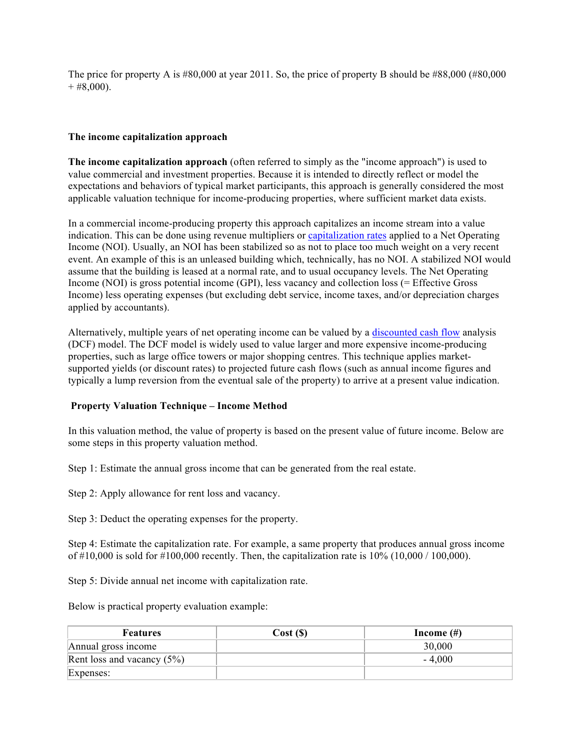The price for property A is #80,000 at year 2011. So, the price of property B should be #88,000 (#80,000 + #8,000).

**The income capitalization approach**

**The income capitalization approach** (often referred to simply as the "income approach") is used to value commercial and investment properties. Because it is intended to directly reflect or model the expectations and behaviors of typical market participants, this approach is generally considered the most applicable valuation technique for income-producing properties, where sufficient market data exists.

In a commercial income-producing property this approach capitalizes an income stream into a value indication. This can be done using revenue multipliers or capitalization rates applied to a Net Operating Income (NOI). Usually, an NOI has been stabilized so as not to place too much weight on a very recent event. An example of this is an unleased building which, technically, has no NOI. A stabilized NOI would assume that the building is leased at a normal rate, and to usual occupancy levels. The Net Operating Income (NOI) is gross potential income (GPI), less vacancy and collection loss (= Effective Gross Income) less operating expenses (but excluding debt service, income taxes, and/or depreciation charges applied by accountants).

Alternatively, multiple years of net operating income can be valued by a discounted cash flow analysis (DCF) model. The DCF model is widely used to value larger and more expensive income-producing properties, such as large office towers or major shopping centres. This technique applies market-supported yields (or discount rates) to projected future cash flows (such as annual income figures and typically a lump reversion from the eventual sale of the property) to arrive at a present value indication.

**Property Valuation Technique – Income Method**

In this valuation method, the value of property is based on the present value of future income. Below are some steps in this property valuation method.

Step 1: Estimate the annual gross income that can be generated from the real estate.

Step 2: Apply allowance for rent loss and vacancy.

Step 3: Deduct the operating expenses for the property.

Step 4: Estimate the capitalization rate. For example, a same property that produces annual gross income of #10,000 is sold for #100,000 recently. Then, the capitalization rate is 10% (10,000 / 100,000).

Step 5: Divide annual net income with capitalization rate.

Below is practical property evaluation example:

| Features | Cost ($) | Income (#) |
|---|---|---|
| Annual gross income | | 30,000 |
| Rent loss and vacancy (5%) | | - 4,000 |
| Expenses: | | |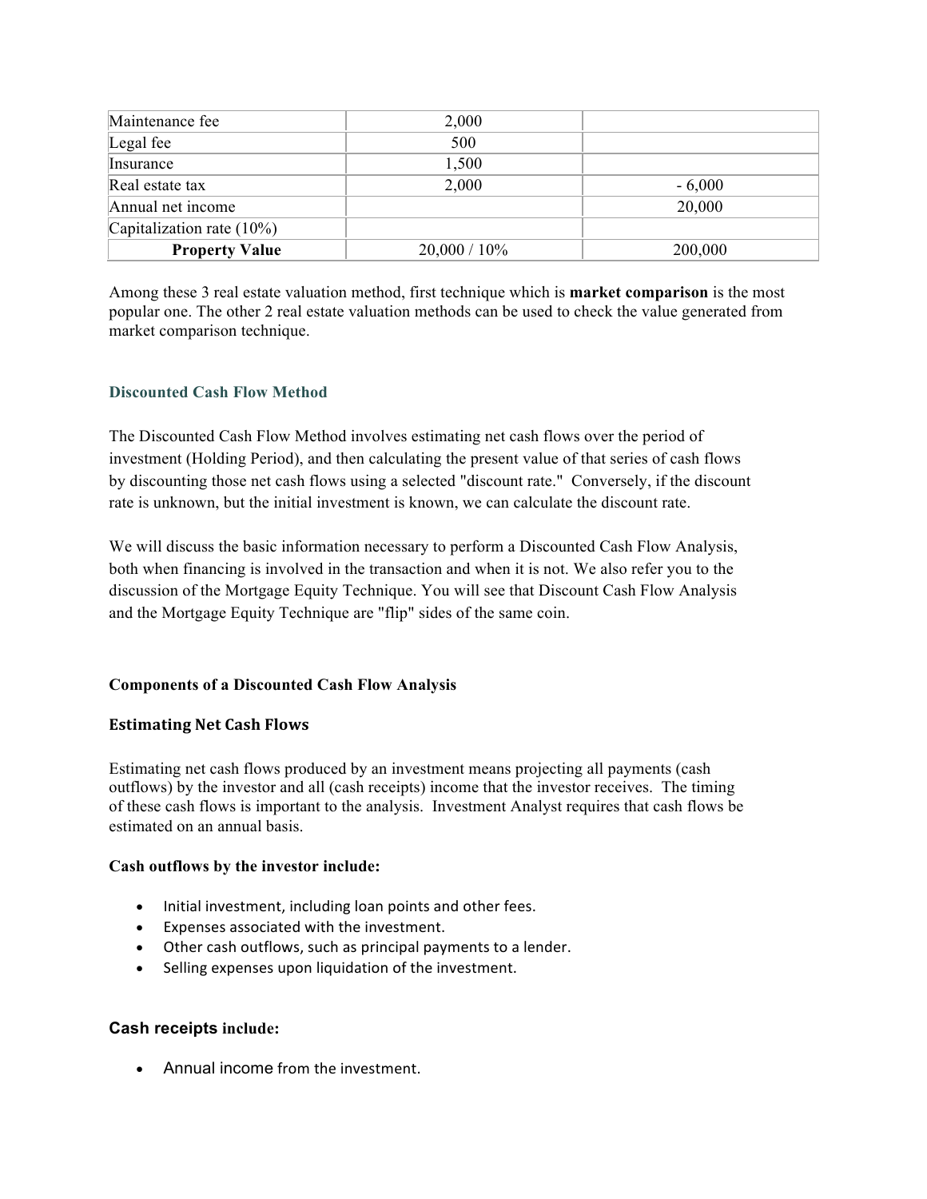| Maintenance fee | 2,000 | |
|---|---|---|
| Legal fee | 500 | |
| Insurance | 1,500 | |
| Real estate tax | 2,000 | - 6,000 |
| Annual net income | | 20,000 |
| Capitalization rate (10%) | | |
| **Property Value** | 20,000 / 10% | 200,000 |

Among these 3 real estate valuation method, first technique which is **market comparison** is the most popular one. The other 2 real estate valuation methods can be used to check the value generated from market comparison technique.

### Discounted Cash Flow Method

The Discounted Cash Flow Method involves estimating net cash flows over the period of investment (Holding Period), and then calculating the present value of that series of cash flows by discounting those net cash flows using a selected "discount rate." Conversely, if the discount rate is unknown, but the initial investment is known, we can calculate the discount rate.

We will discuss the basic information necessary to perform a Discounted Cash Flow Analysis, both when financing is involved in the transaction and when it is not. We also refer you to the discussion of the Mortgage Equity Technique. You will see that Discount Cash Flow Analysis and the Mortgage Equity Technique are "flip" sides of the same coin.

#### Components of a Discounted Cash Flow Analysis

#### Estimating Net Cash Flows

Estimating net cash flows produced by an investment means projecting all payments (cash outflows) by the investor and all (cash receipts) income that the investor receives. The timing of these cash flows is important to the analysis. Investment Analyst requires that cash flows be estimated on an annual basis.

**Cash outflows by the investor include:**

- Initial investment, including loan points and other fees.
- Expenses associated with the investment.
- Other cash outflows, such as principal payments to a lender.
- Selling expenses upon liquidation of the investment.

**Cash receipts include:**

- Annual income from the investment.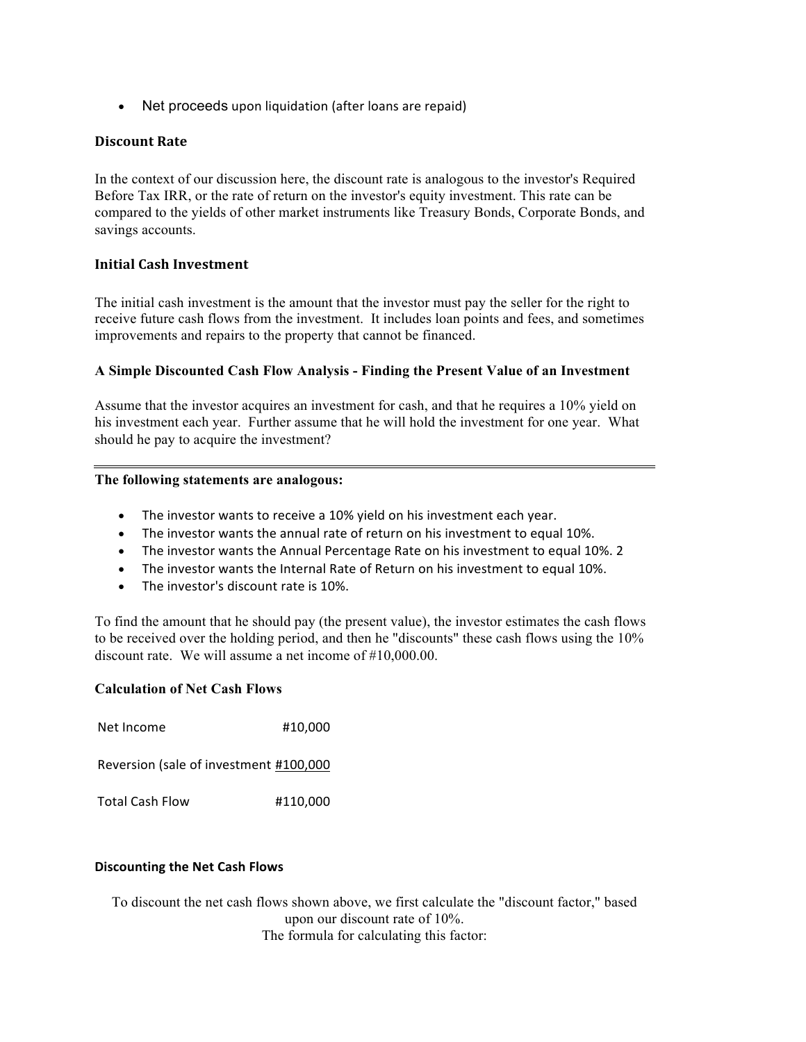- Net proceeds upon liquidation (after loans are repaid)

### Discount Rate

In the context of our discussion here, the discount rate is analogous to the investor's Required Before Tax IRR, or the rate of return on the investor's equity investment. This rate can be compared to the yields of other market instruments like Treasury Bonds, Corporate Bonds, and savings accounts.

### Initial Cash Investment

The initial cash investment is the amount that the investor must pay the seller for the right to receive future cash flows from the investment. It includes loan points and fees, and sometimes improvements and repairs to the property that cannot be financed.

### A Simple Discounted Cash Flow Analysis - Finding the Present Value of an Investment

Assume that the investor acquires an investment for cash, and that he requires a 10% yield on his investment each year. Further assume that he will hold the investment for one year. What should he pay to acquire the investment?

---

**The following statements are analogous:**

- The investor wants to receive a 10% yield on his investment each year.
- The investor wants the annual rate of return on his investment to equal 10%.
- The investor wants the Annual Percentage Rate on his investment to equal 10%. 2
- The investor wants the Internal Rate of Return on his investment to equal 10%.
- The investor's discount rate is 10%.

To find the amount that he should pay (the present value), the investor estimates the cash flows to be received over the holding period, and then he "discounts" these cash flows using the 10% discount rate. We will assume a net income of #10,000.00.

### Calculation of Net Cash Flows

| | |
|---|---|
| Net Income | #10,000 |
| Reversion (sale of investment | <u>#100,000</u> |
| Total Cash Flow | #110,000 |

### Discounting the Net Cash Flows

To discount the net cash flows shown above, we first calculate the "discount factor," based upon our discount rate of 10%.
The formula for calculating this factor: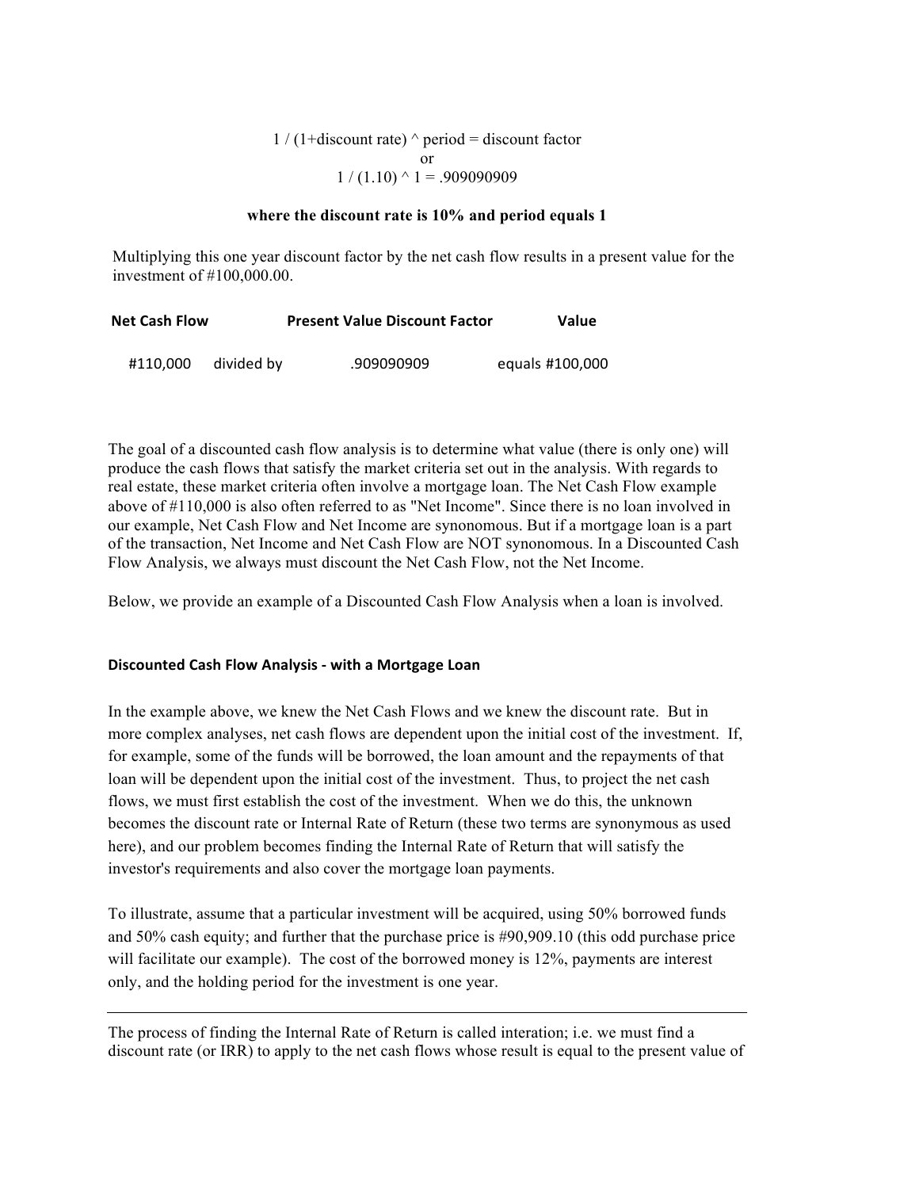$$1 / (1+\text{discount rate})^{\text{period}} = \text{discount factor}$$

or

$$1 / (1.10)^{1} = .909090909$$

**where the discount rate is 10% and period equals 1**

Multiplying this one year discount factor by the net cash flow results in a present value for the investment of #100,000.00.

| Net Cash Flow | | Present Value Discount Factor | Value |
|---|---|---|---|
| #110,000 | divided by | .909090909 | equals #100,000 |

The goal of a discounted cash flow analysis is to determine what value (there is only one) will produce the cash flows that satisfy the market criteria set out in the analysis. With regards to real estate, these market criteria often involve a mortgage loan. The Net Cash Flow example above of #110,000 is also often referred to as "Net Income". Since there is no loan involved in our example, Net Cash Flow and Net Income are synonomous. But if a mortgage loan is a part of the transaction, Net Income and Net Cash Flow are NOT synonomous. In a Discounted Cash Flow Analysis, we always must discount the Net Cash Flow, not the Net Income.

Below, we provide an example of a Discounted Cash Flow Analysis when a loan is involved.

### Discounted Cash Flow Analysis - with a Mortgage Loan

In the example above, we knew the Net Cash Flows and we knew the discount rate. But in more complex analyses, net cash flows are dependent upon the initial cost of the investment. If, for example, some of the funds will be borrowed, the loan amount and the repayments of that loan will be dependent upon the initial cost of the investment. Thus, to project the net cash flows, we must first establish the cost of the investment. When we do this, the unknown becomes the discount rate or Internal Rate of Return (these two terms are synonymous as used here), and our problem becomes finding the Internal Rate of Return that will satisfy the investor's requirements and also cover the mortgage loan payments.

To illustrate, assume that a particular investment will be acquired, using 50% borrowed funds and 50% cash equity; and further that the purchase price is #90,909.10 (this odd purchase price will facilitate our example). The cost of the borrowed money is 12%, payments are interest only, and the holding period for the investment is one year.

---

The process of finding the Internal Rate of Return is called interation; i.e. we must find a discount rate (or IRR) to apply to the net cash flows whose result is equal to the present value of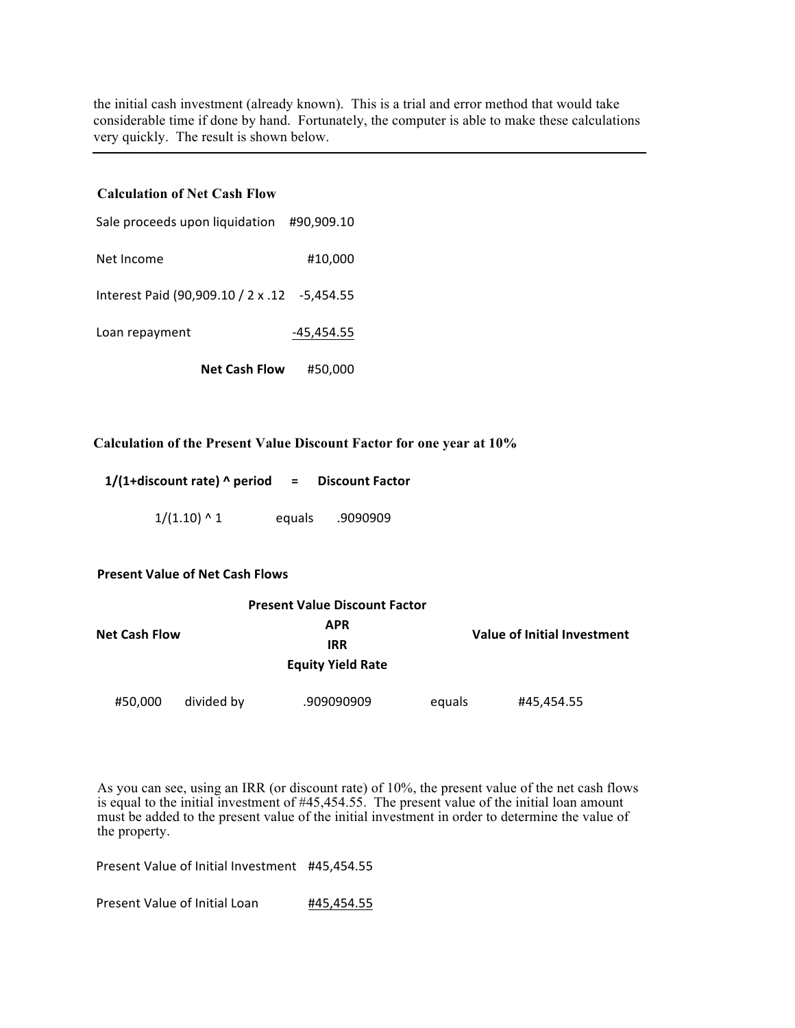the initial cash investment (already known). This is a trial and error method that would take considerable time if done by hand. Fortunately, the computer is able to make these calculations very quickly. The result is shown below.

---

**Calculation of Net Cash Flow**

| | |
|---|---|
| Sale proceeds upon liquidation | #90,909.10 |
| Net Income | #10,000 |
| Interest Paid (90,909.10 / 2 x .12 | -5,454.55 |
| Loan repayment | -45,454.55 |
| **Net Cash Flow** | #50,000 |

**Calculation of the Present Value Discount Factor for one year at 10%**

| **1/(1+discount rate) ^ period** | **=** | **Discount Factor** |
|---|---|---|
| 1/(1.10) ^ 1 | equals | .9090909 |

**Present Value of Net Cash Flows**

| **Net Cash Flow** | | **Present Value Discount Factor APR IRR Equity Yield Rate** | | **Value of Initial Investment** |
|---|---|---|---|---|
| #50,000 | divided by | .909090909 | equals | #45,454.55 |

As you can see, using an IRR (or discount rate) of 10%, the present value of the net cash flows is equal to the initial investment of #45,454.55. The present value of the initial loan amount must be added to the present value of the initial investment in order to determine the value of the property.

| | |
|---|---|
| Present Value of Initial Investment | #45,454.55 |
| Present Value of Initial Loan | #45,454.55 |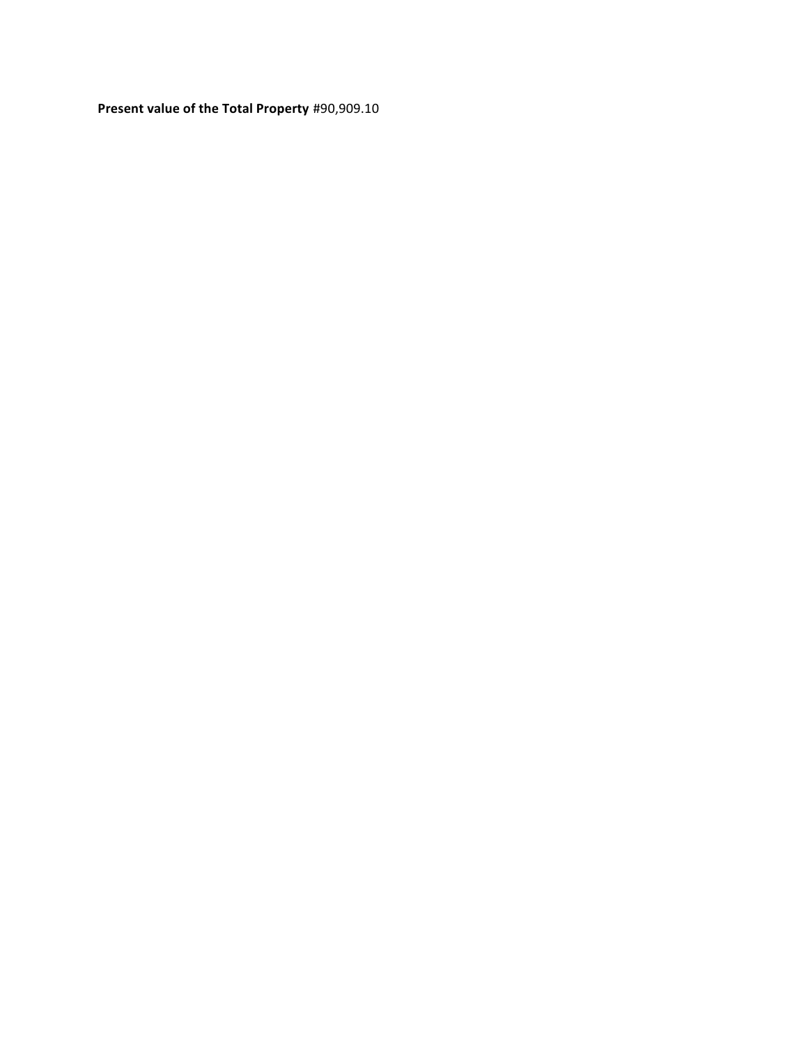**Present value of the Total Property** #90,909.10